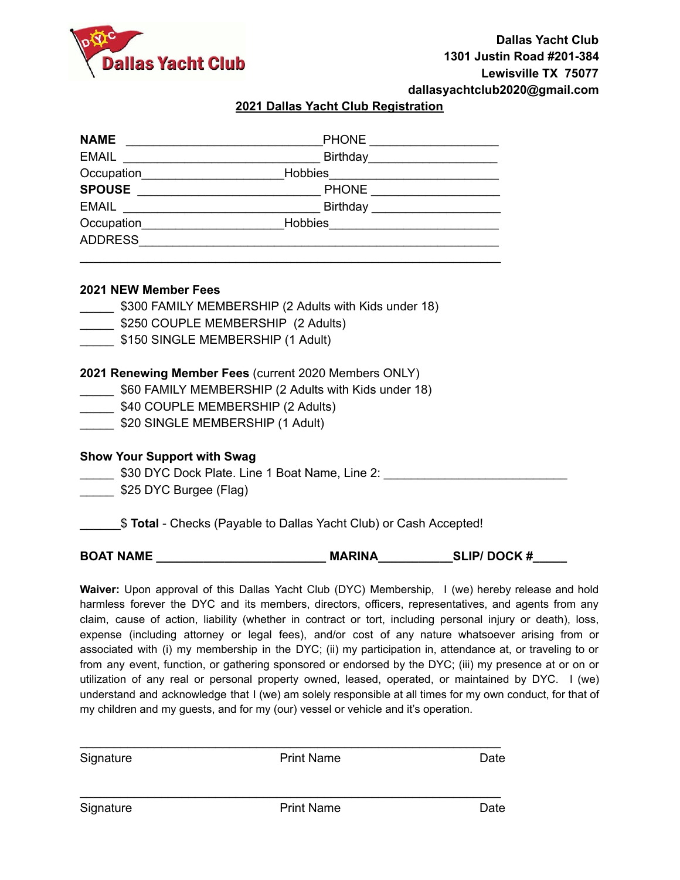Dallas Yacht Club

**Dallas Yacht Club**
**1301 Justin Road #201-384**
**Lewisville TX 75077**
**dallasyachtclub2020@gmail.com**

## 2021 Dallas Yacht Club Registration

**NAME** ____________________________PHONE __________________
EMAIL ____________________________ Birthday__________________
Occupation____________________Hobbies________________________
**SPOUSE** __________________________ PHONE __________________
EMAIL ____________________________ Birthday __________________
Occupation____________________Hobbies________________________
ADDRESS______________________________________________________
_____________________________________________________________

**2021 NEW Member Fees**

_____ $300 FAMILY MEMBERSHIP (2 Adults with Kids under 18)
_____ $250 COUPLE MEMBERSHIP (2 Adults)
_____ $150 SINGLE MEMBERSHIP (1 Adult)

**2021 Renewing Member Fees** (current 2020 Members ONLY)

_____ $60 FAMILY MEMBERSHIP (2 Adults with Kids under 18)
_____ $40 COUPLE MEMBERSHIP (2 Adults)
_____ $20 SINGLE MEMBERSHIP (1 Adult)

**Show Your Support with Swag**

_____ $30 DYC Dock Plate. Line 1 Boat Name, Line 2: __________________________
_____ $25 DYC Burgee (Flag)

______$ **Total** - Checks (Payable to Dallas Yacht Club) or Cash Accepted!

**BOAT NAME ________________________ MARINA__________SLIP/ DOCK #_____**

**Waiver:** Upon approval of this Dallas Yacht Club (DYC) Membership, I (we) hereby release and hold harmless forever the DYC and its members, directors, officers, representatives, and agents from any claim, cause of action, liability (whether in contract or tort, including personal injury or death), loss, expense (including attorney or legal fees), and/or cost of any nature whatsoever arising from or associated with (i) my membership in the DYC; (ii) my participation in, attendance at, or traveling to or from any event, function, or gathering sponsored or endorsed by the DYC; (iii) my presence at or on or utilization of any real or personal property owned, leased, operated, or maintained by DYC. I (we) understand and acknowledge that I (we) am solely responsible at all times for my own conduct, for that of my children and my guests, and for my (our) vessel or vehicle and it's operation.

_____________________________________________________________
Signature Print Name Date

_____________________________________________________________
Signature Print Name Date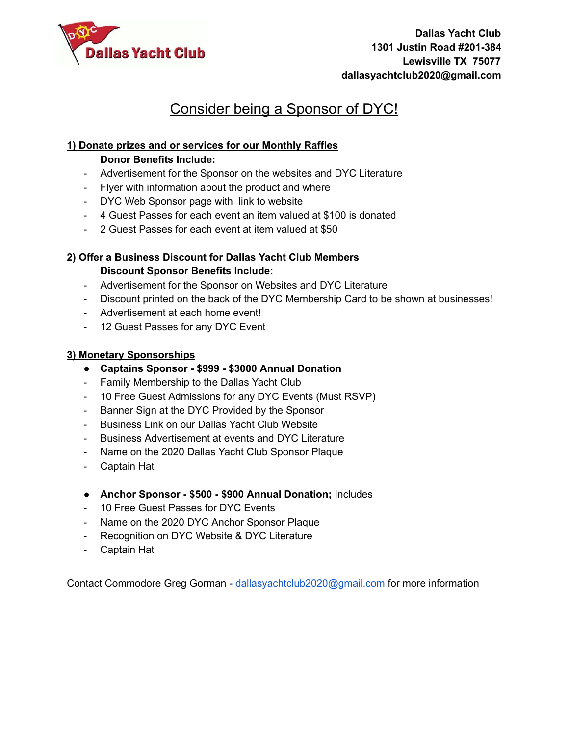**Dallas Yacht Club**
**1301 Justin Road #201-384**
**Lewisville TX 75077**
**dallasyachtclub2020@gmail.com**

# Consider being a Sponsor of DYC!

## 1) Donate prizes and or services for our Monthly Raffles

**Donor Benefits Include:**

- Advertisement for the Sponsor on the websites and DYC Literature
- Flyer with information about the product and where
- DYC Web Sponsor page with link to website
- 4 Guest Passes for each event an item valued at $100 is donated
- 2 Guest Passes for each event at item valued at $50

## 2) Offer a Business Discount for Dallas Yacht Club Members

**Discount Sponsor Benefits Include:**

- Advertisement for the Sponsor on Websites and DYC Literature
- Discount printed on the back of the DYC Membership Card to be shown at businesses!
- Advertisement at each home event!
- 12 Guest Passes for any DYC Event

## 3) Monetary Sponsorships

- **Captains Sponsor - $999 - $3000 Annual Donation**
  - Family Membership to the Dallas Yacht Club
  - 10 Free Guest Admissions for any DYC Events (Must RSVP)
  - Banner Sign at the DYC Provided by the Sponsor
  - Business Link on our Dallas Yacht Club Website
  - Business Advertisement at events and DYC Literature
  - Name on the 2020 Dallas Yacht Club Sponsor Plaque
  - Captain Hat

- **Anchor Sponsor - $500 - $900 Annual Donation;** Includes
  - 10 Free Guest Passes for DYC Events
  - Name on the 2020 DYC Anchor Sponsor Plaque
  - Recognition on DYC Website & DYC Literature
  - Captain Hat

Contact Commodore Greg Gorman - dallasyachtclub2020@gmail.com for more information